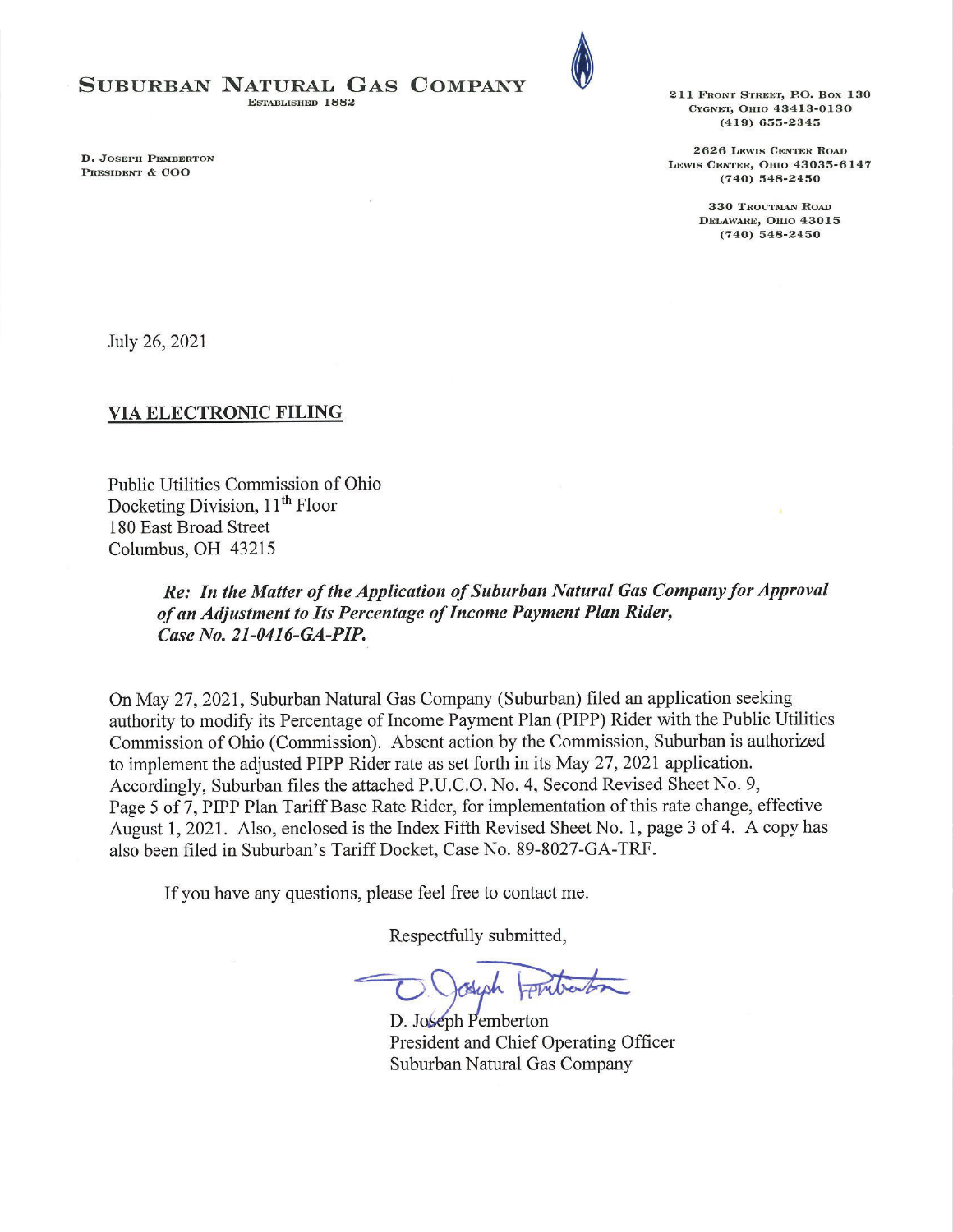**SUBURBAN NATURAL GAS COMPANY**
ESTABLISHED 1882

D. JOSEPH PEMBERTON
PRESIDENT & COO

211 FRONT STREET, P.O. BOX 130
CYGNET, OHIO 43413-0130
(419) 655-2345

2626 LEWIS CENTER ROAD
LEWIS CENTER, OHIO 43035-6147
(740) 548-2450

330 TROUTMAN ROAD
DELAWARE, OHIO 43015
(740) 548-2450

July 26, 2021

**VIA ELECTRONIC FILING**

Public Utilities Commission of Ohio
Docketing Division, 11th Floor
180 East Broad Street
Columbus, OH 43215

> ***Re: In the Matter of the Application of Suburban Natural Gas Company for Approval of an Adjustment to Its Percentage of Income Payment Plan Rider, Case No. 21-0416-GA-PIP.***

On May 27, 2021, Suburban Natural Gas Company (Suburban) filed an application seeking authority to modify its Percentage of Income Payment Plan (PIPP) Rider with the Public Utilities Commission of Ohio (Commission). Absent action by the Commission, Suburban is authorized to implement the adjusted PIPP Rider rate as set forth in its May 27, 2021 application. Accordingly, Suburban files the attached P.U.C.O. No. 4, Second Revised Sheet No. 9, Page 5 of 7, PIPP Plan Tariff Base Rate Rider, for implementation of this rate change, effective August 1, 2021. Also, enclosed is the Index Fifth Revised Sheet No. 1, page 3 of 4. A copy has also been filed in Suburban's Tariff Docket, Case No. 89-8027-GA-TRF.

If you have any questions, please feel free to contact me.

Respectfully submitted,

D. Joseph Pemberton
President and Chief Operating Officer
Suburban Natural Gas Company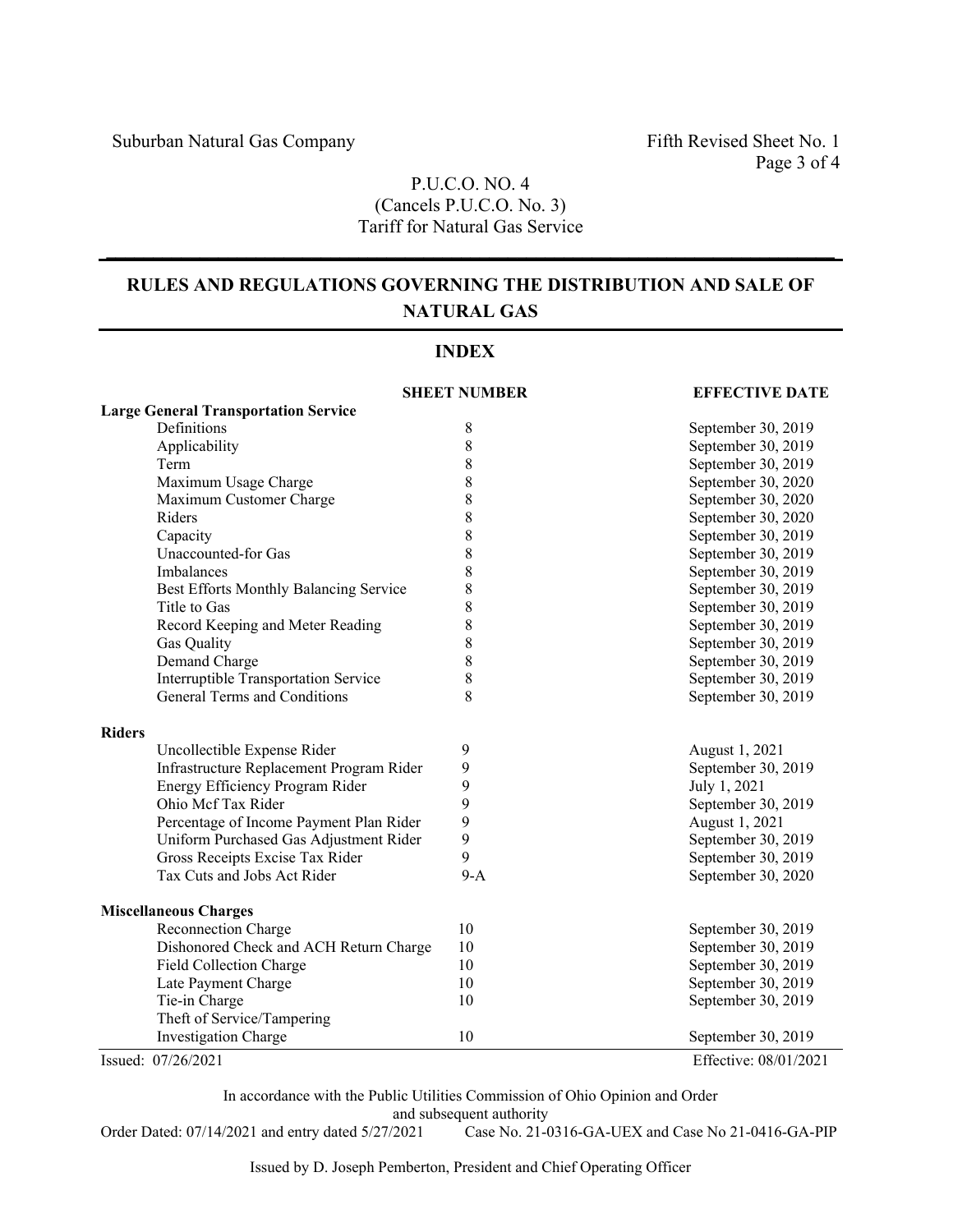Suburban Natural Gas Company

Fifth Revised Sheet No. 1

P.U.C.O. NO. 4
(Cancels P.U.C.O. No. 3)
Tariff for Natural Gas Service

## RULES AND REGULATIONS GOVERNING THE DISTRIBUTION AND SALE OF NATURAL GAS

### INDEX

| | SHEET NUMBER | EFFECTIVE DATE |
|---|---|---|
| **Large General Transportation Service** | | |
| Definitions | 8 | September 30, 2019 |
| Applicability | 8 | September 30, 2019 |
| Term | 8 | September 30, 2019 |
| Maximum Usage Charge | 8 | September 30, 2020 |
| Maximum Customer Charge | 8 | September 30, 2020 |
| Riders | 8 | September 30, 2020 |
| Capacity | 8 | September 30, 2019 |
| Unaccounted-for Gas | 8 | September 30, 2019 |
| Imbalances | 8 | September 30, 2019 |
| Best Efforts Monthly Balancing Service | 8 | September 30, 2019 |
| Title to Gas | 8 | September 30, 2019 |
| Record Keeping and Meter Reading | 8 | September 30, 2019 |
| Gas Quality | 8 | September 30, 2019 |
| Demand Charge | 8 | September 30, 2019 |
| Interruptible Transportation Service | 8 | September 30, 2019 |
| General Terms and Conditions | 8 | September 30, 2019 |
| **Riders** | | |
| Uncollectible Expense Rider | 9 | August 1, 2021 |
| Infrastructure Replacement Program Rider | 9 | September 30, 2019 |
| Energy Efficiency Program Rider | 9 | July 1, 2021 |
| Ohio Mcf Tax Rider | 9 | September 30, 2019 |
| Percentage of Income Payment Plan Rider | 9 | August 1, 2021 |
| Uniform Purchased Gas Adjustment Rider | 9 | September 30, 2019 |
| Gross Receipts Excise Tax Rider | 9 | September 30, 2019 |
| Tax Cuts and Jobs Act Rider | 9-A | September 30, 2020 |
| **Miscellaneous Charges** | | |
| Reconnection Charge | 10 | September 30, 2019 |
| Dishonored Check and ACH Return Charge | 10 | September 30, 2019 |
| Field Collection Charge | 10 | September 30, 2019 |
| Late Payment Charge | 10 | September 30, 2019 |
| Tie-in Charge | 10 | September 30, 2019 |
| Theft of Service/Tampering Investigation Charge | 10 | September 30, 2019 |

Issued: 07/26/2021 Effective: 08/01/2021

In accordance with the Public Utilities Commission of Ohio Opinion and Order and subsequent authority
Order Dated: 07/14/2021 and entry dated 5/27/2021 Case No. 21-0316-GA-UEX and Case No 21-0416-GA-PIP

Issued by D. Joseph Pemberton, President and Chief Operating Officer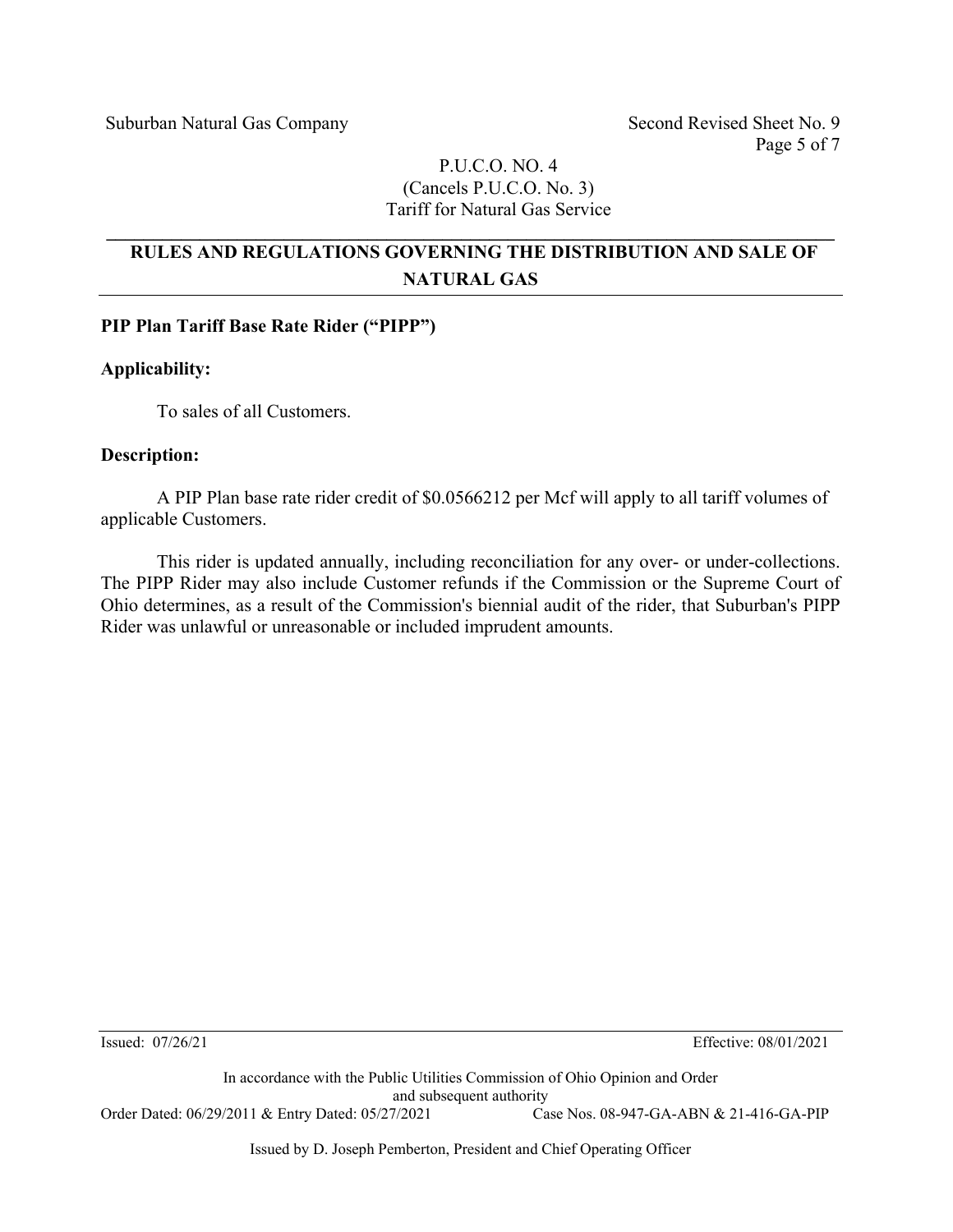## RULES AND REGULATIONS GOVERNING THE DISTRIBUTION AND SALE OF NATURAL GAS

### PIP Plan Tariff Base Rate Rider ("PIPP")

**Applicability:**

To sales of all Customers.

**Description:**

A PIP Plan base rate rider credit of $0.0566212 per Mcf will apply to all tariff volumes of applicable Customers.

This rider is updated annually, including reconciliation for any over- or under-collections. The PIPP Rider may also include Customer refunds if the Commission or the Supreme Court of Ohio determines, as a result of the Commission's biennial audit of the rider, that Suburban's PIPP Rider was unlawful or unreasonable or included imprudent amounts.

Issued: 07/26/21 Effective: 08/01/2021

In accordance with the Public Utilities Commission of Ohio Opinion and Order and subsequent authority

Order Dated: 06/29/2011 & Entry Dated: 05/27/2021 Case Nos. 08-947-GA-ABN & 21-416-GA-PIP

Issued by D. Joseph Pemberton, President and Chief Operating Officer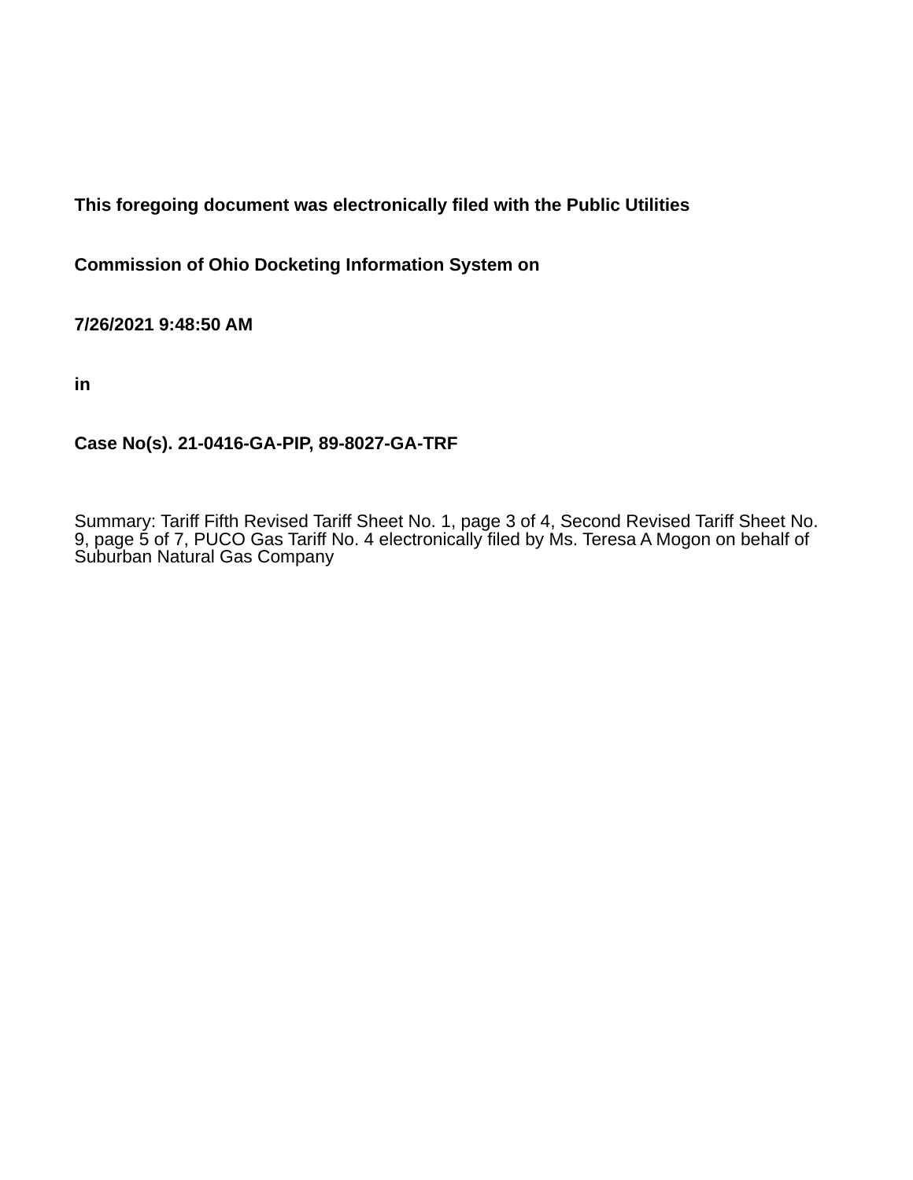**This foregoing document was electronically filed with the Public Utilities**

**Commission of Ohio Docketing Information System on**

**7/26/2021 9:48:50 AM**

**in**

**Case No(s). 21-0416-GA-PIP, 89-8027-GA-TRF**

Summary: Tariff Fifth Revised Tariff Sheet No. 1, page 3 of 4, Second Revised Tariff Sheet No. 9, page 5 of 7, PUCO Gas Tariff No. 4 electronically filed by Ms. Teresa A Mogon on behalf of Suburban Natural Gas Company